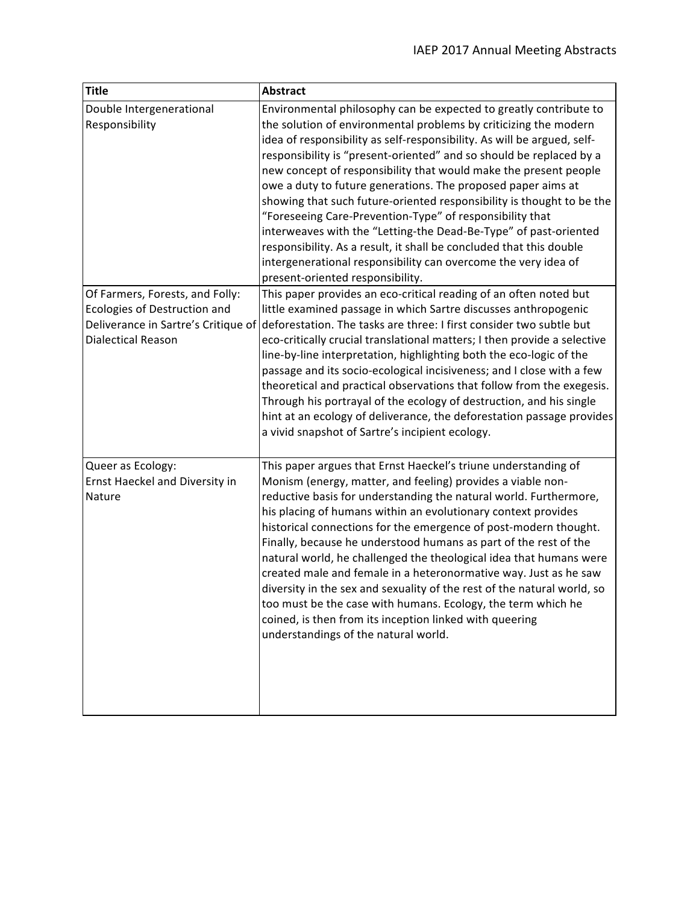| Title | Abstract |
|---|---|
| Double Intergenerational Responsibility | Environmental philosophy can be expected to greatly contribute to the solution of environmental problems by criticizing the modern idea of responsibility as self-responsibility. As will be argued, self-responsibility is "present-oriented" and so should be replaced by a new concept of responsibility that would make the present people owe a duty to future generations. The proposed paper aims at showing that such future-oriented responsibility is thought to be the "Foreseeing Care-Prevention-Type" of responsibility that interweaves with the "Letting-the Dead-Be-Type" of past-oriented responsibility. As a result, it shall be concluded that this double intergenerational responsibility can overcome the very idea of present-oriented responsibility. |
| Of Farmers, Forests, and Folly: Ecologies of Destruction and Deliverance in Sartre's Critique of Dialectical Reason | This paper provides an eco-critical reading of an often noted but little examined passage in which Sartre discusses anthropogenic deforestation. The tasks are three: I first consider two subtle but eco-critically crucial translational matters; I then provide a selective line-by-line interpretation, highlighting both the eco-logic of the passage and its socio-ecological incisiveness; and I close with a few theoretical and practical observations that follow from the exegesis. Through his portrayal of the ecology of destruction, and his single hint at an ecology of deliverance, the deforestation passage provides a vivid snapshot of Sartre's incipient ecology. |
| Queer as Ecology: Ernst Haeckel and Diversity in Nature | This paper argues that Ernst Haeckel's triune understanding of Monism (energy, matter, and feeling) provides a viable non-reductive basis for understanding the natural world. Furthermore, his placing of humans within an evolutionary context provides historical connections for the emergence of post-modern thought. Finally, because he understood humans as part of the rest of the natural world, he challenged the theological idea that humans were created male and female in a heteronormative way. Just as he saw diversity in the sex and sexuality of the rest of the natural world, so too must be the case with humans. Ecology, the term which he coined, is then from its inception linked with queering understandings of the natural world. |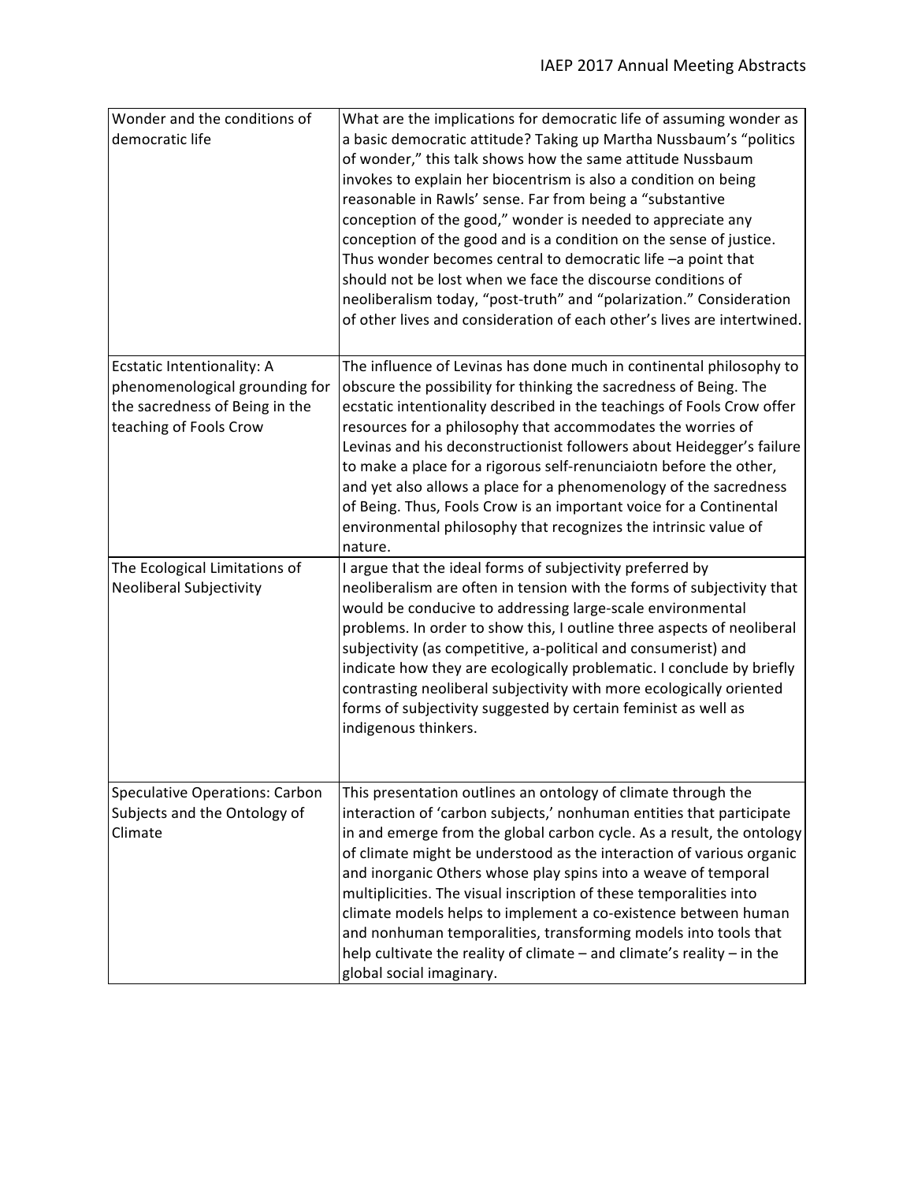| | |
|---|---|
| Wonder and the conditions of democratic life | What are the implications for democratic life of assuming wonder as a basic democratic attitude? Taking up Martha Nussbaum's "politics of wonder," this talk shows how the same attitude Nussbaum invokes to explain her biocentrism is also a condition on being reasonable in Rawls' sense. Far from being a "substantive conception of the good," wonder is needed to appreciate any conception of the good and is a condition on the sense of justice. Thus wonder becomes central to democratic life –a point that should not be lost when we face the discourse conditions of neoliberalism today, "post-truth" and "polarization." Consideration of other lives and consideration of each other's lives are intertwined. |
| Ecstatic Intentionality: A phenomenological grounding for the sacredness of Being in the teaching of Fools Crow | The influence of Levinas has done much in continental philosophy to obscure the possibility for thinking the sacredness of Being. The ecstatic intentionality described in the teachings of Fools Crow offer resources for a philosophy that accommodates the worries of Levinas and his deconstructionist followers about Heidegger's failure to make a place for a rigorous self-renunciaiotn before the other, and yet also allows a place for a phenomenology of the sacredness of Being. Thus, Fools Crow is an important voice for a Continental environmental philosophy that recognizes the intrinsic value of nature. |
| The Ecological Limitations of Neoliberal Subjectivity | I argue that the ideal forms of subjectivity preferred by neoliberalism are often in tension with the forms of subjectivity that would be conducive to addressing large-scale environmental problems. In order to show this, I outline three aspects of neoliberal subjectivity (as competitive, a-political and consumerist) and indicate how they are ecologically problematic. I conclude by briefly contrasting neoliberal subjectivity with more ecologically oriented forms of subjectivity suggested by certain feminist as well as indigenous thinkers. |
| Speculative Operations: Carbon Subjects and the Ontology of Climate | This presentation outlines an ontology of climate through the interaction of 'carbon subjects,' nonhuman entities that participate in and emerge from the global carbon cycle. As a result, the ontology of climate might be understood as the interaction of various organic and inorganic Others whose play spins into a weave of temporal multiplicities. The visual inscription of these temporalities into climate models helps to implement a co-existence between human and nonhuman temporalities, transforming models into tools that help cultivate the reality of climate – and climate's reality – in the global social imaginary. |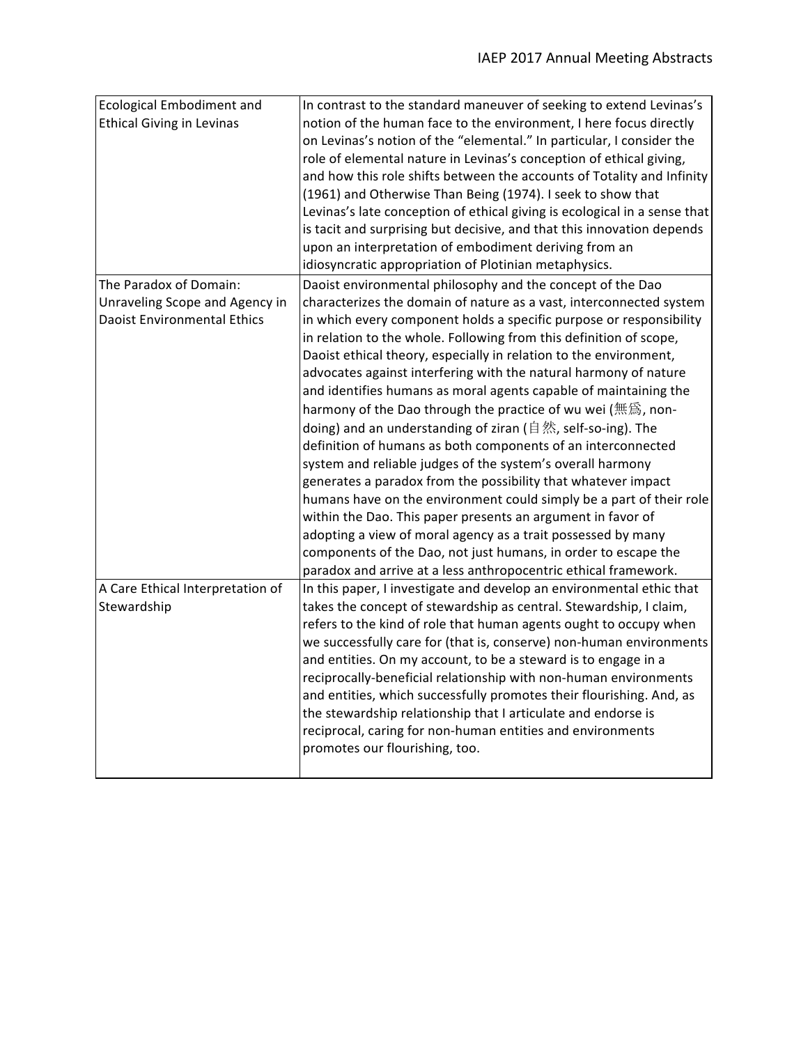| Ecological Embodiment and Ethical Giving in Levinas | In contrast to the standard maneuver of seeking to extend Levinas's notion of the human face to the environment, I here focus directly on Levinas's notion of the "elemental." In particular, I consider the role of elemental nature in Levinas's conception of ethical giving, and how this role shifts between the accounts of Totality and Infinity (1961) and Otherwise Than Being (1974). I seek to show that Levinas's late conception of ethical giving is ecological in a sense that is tacit and surprising but decisive, and that this innovation depends upon an interpretation of embodiment deriving from an idiosyncratic appropriation of Plotinian metaphysics. |
|---|---|
| The Paradox of Domain: Unraveling Scope and Agency in Daoist Environmental Ethics | Daoist environmental philosophy and the concept of the Dao characterizes the domain of nature as a vast, interconnected system in which every component holds a specific purpose or responsibility in relation to the whole. Following from this definition of scope, Daoist ethical theory, especially in relation to the environment, advocates against interfering with the natural harmony of nature and identifies humans as moral agents capable of maintaining the harmony of the Dao through the practice of wu wei (無爲, non-doing) and an understanding of ziran (自然, self-so-ing). The definition of humans as both components of an interconnected system and reliable judges of the system's overall harmony generates a paradox from the possibility that whatever impact humans have on the environment could simply be a part of their role within the Dao. This paper presents an argument in favor of adopting a view of moral agency as a trait possessed by many components of the Dao, not just humans, in order to escape the paradox and arrive at a less anthropocentric ethical framework. |
| A Care Ethical Interpretation of Stewardship | In this paper, I investigate and develop an environmental ethic that takes the concept of stewardship as central. Stewardship, I claim, refers to the kind of role that human agents ought to occupy when we successfully care for (that is, conserve) non-human environments and entities. On my account, to be a steward is to engage in a reciprocally-beneficial relationship with non-human environments and entities, which successfully promotes their flourishing. And, as the stewardship relationship that I articulate and endorse is reciprocal, caring for non-human entities and environments promotes our flourishing, too. |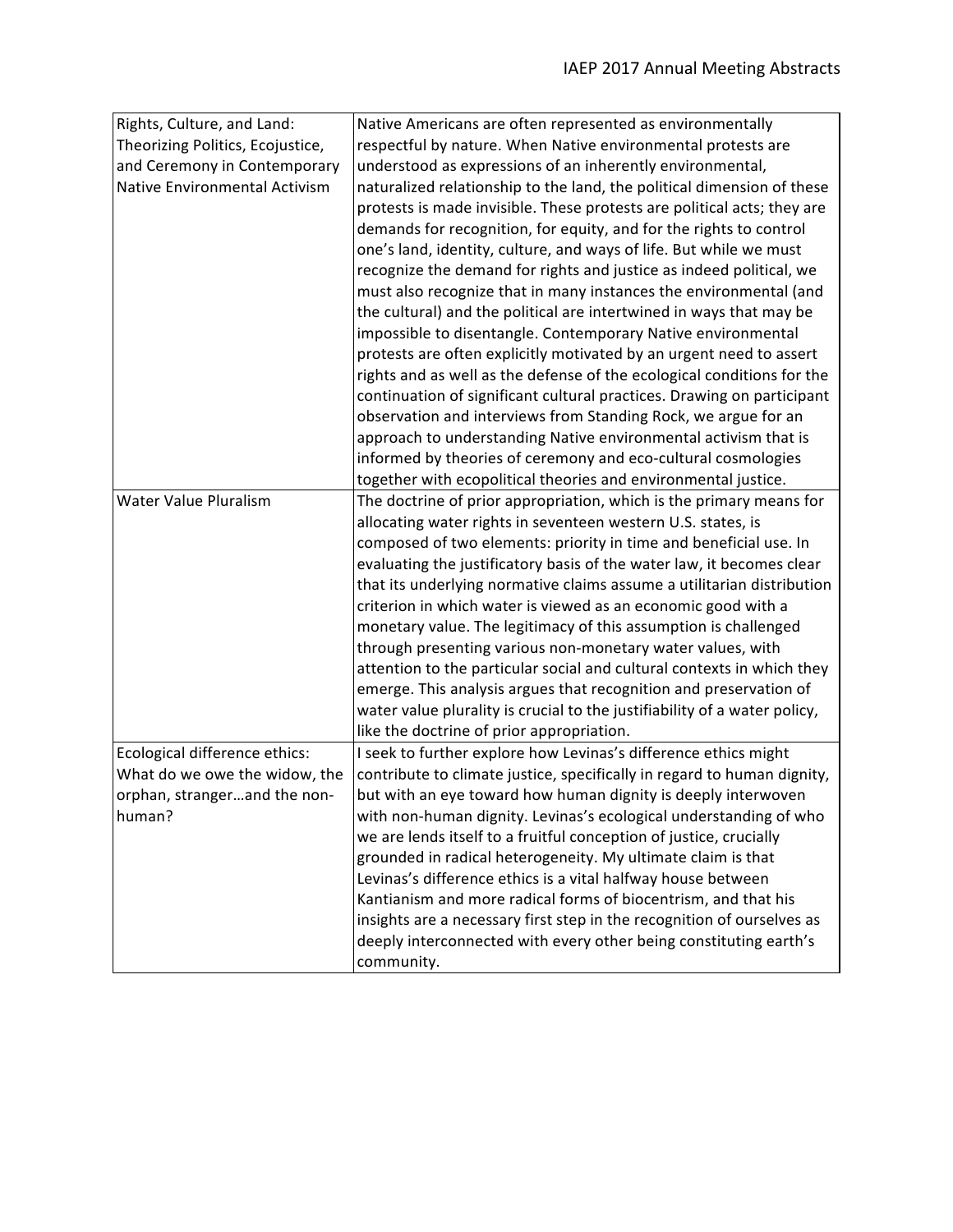| Rights, Culture, and Land: Theorizing Politics, Ecojustice, and Ceremony in Contemporary Native Environmental Activism | Native Americans are often represented as environmentally respectful by nature. When Native environmental protests are understood as expressions of an inherently environmental, naturalized relationship to the land, the political dimension of these protests is made invisible. These protests are political acts; they are demands for recognition, for equity, and for the rights to control one's land, identity, culture, and ways of life. But while we must recognize the demand for rights and justice as indeed political, we must also recognize that in many instances the environmental (and the cultural) and the political are intertwined in ways that may be impossible to disentangle. Contemporary Native environmental protests are often explicitly motivated by an urgent need to assert rights and as well as the defense of the ecological conditions for the continuation of significant cultural practices. Drawing on participant observation and interviews from Standing Rock, we argue for an approach to understanding Native environmental activism that is informed by theories of ceremony and eco-cultural cosmologies together with ecopolitical theories and environmental justice. |
|---|---|
| Water Value Pluralism | The doctrine of prior appropriation, which is the primary means for allocating water rights in seventeen western U.S. states, is composed of two elements: priority in time and beneficial use. In evaluating the justificatory basis of the water law, it becomes clear that its underlying normative claims assume a utilitarian distribution criterion in which water is viewed as an economic good with a monetary value. The legitimacy of this assumption is challenged through presenting various non-monetary water values, with attention to the particular social and cultural contexts in which they emerge. This analysis argues that recognition and preservation of water value plurality is crucial to the justifiability of a water policy, like the doctrine of prior appropriation. |
| Ecological difference ethics: What do we owe the widow, the orphan, stranger…and the non-human? | I seek to further explore how Levinas's difference ethics might contribute to climate justice, specifically in regard to human dignity, but with an eye toward how human dignity is deeply interwoven with non-human dignity. Levinas's ecological understanding of who we are lends itself to a fruitful conception of justice, crucially grounded in radical heterogeneity. My ultimate claim is that Levinas's difference ethics is a vital halfway house between Kantianism and more radical forms of biocentrism, and that his insights are a necessary first step in the recognition of ourselves as deeply interconnected with every other being constituting earth's community. |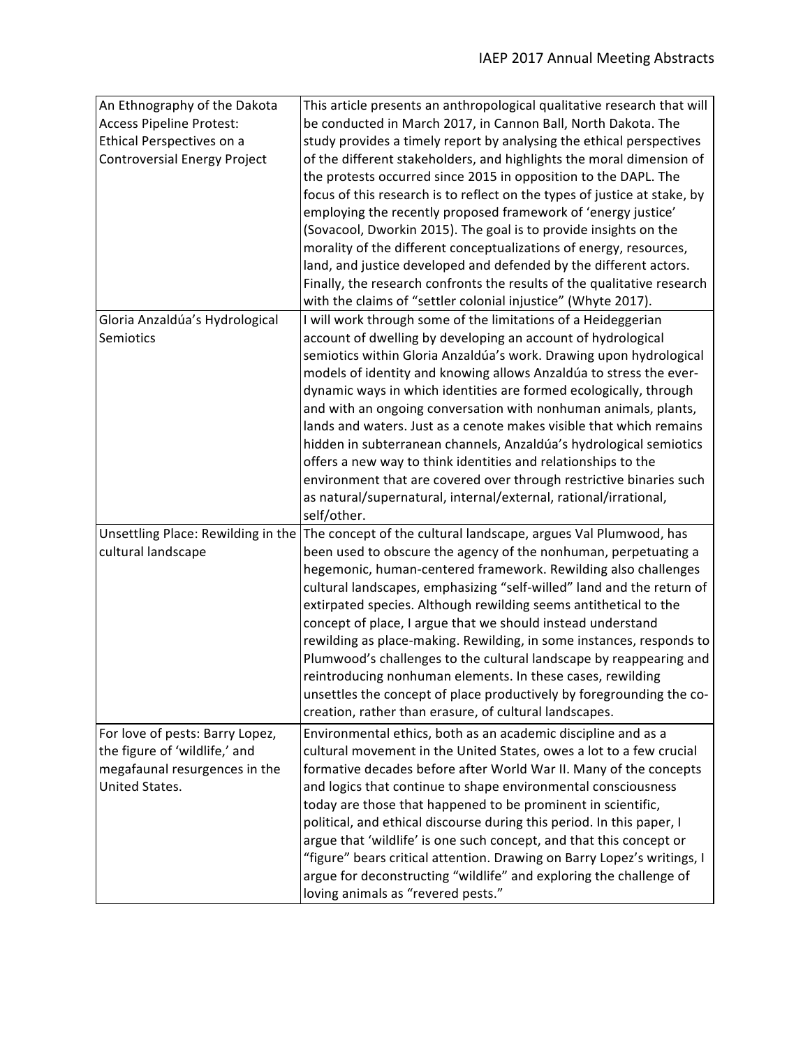| | |
|---|---|
| An Ethnography of the Dakota Access Pipeline Protest: Ethical Perspectives on a Controversial Energy Project | This article presents an anthropological qualitative research that will be conducted in March 2017, in Cannon Ball, North Dakota. The study provides a timely report by analysing the ethical perspectives of the different stakeholders, and highlights the moral dimension of the protests occurred since 2015 in opposition to the DAPL. The focus of this research is to reflect on the types of justice at stake, by employing the recently proposed framework of 'energy justice' (Sovacool, Dworkin 2015). The goal is to provide insights on the morality of the different conceptualizations of energy, resources, land, and justice developed and defended by the different actors. Finally, the research confronts the results of the qualitative research with the claims of "settler colonial injustice" (Whyte 2017). |
| Gloria Anzaldúa's Hydrological Semiotics | I will work through some of the limitations of a Heideggerian account of dwelling by developing an account of hydrological semiotics within Gloria Anzaldúa's work. Drawing upon hydrological models of identity and knowing allows Anzaldúa to stress the ever-dynamic ways in which identities are formed ecologically, through and with an ongoing conversation with nonhuman animals, plants, lands and waters. Just as a cenote makes visible that which remains hidden in subterranean channels, Anzaldúa's hydrological semiotics offers a new way to think identities and relationships to the environment that are covered over through restrictive binaries such as natural/supernatural, internal/external, rational/irrational, self/other. |
| Unsettling Place: Rewilding in the cultural landscape | The concept of the cultural landscape, argues Val Plumwood, has been used to obscure the agency of the nonhuman, perpetuating a hegemonic, human-centered framework. Rewilding also challenges cultural landscapes, emphasizing "self-willed" land and the return of extirpated species. Although rewilding seems antithetical to the concept of place, I argue that we should instead understand rewilding as place-making. Rewilding, in some instances, responds to Plumwood's challenges to the cultural landscape by reappearing and reintroducing nonhuman elements. In these cases, rewilding unsettles the concept of place productively by foregrounding the co-creation, rather than erasure, of cultural landscapes. |
| For love of pests: Barry Lopez, the figure of 'wildlife,' and megafaunal resurgences in the United States. | Environmental ethics, both as an academic discipline and as a cultural movement in the United States, owes a lot to a few crucial formative decades before after World War II. Many of the concepts and logics that continue to shape environmental consciousness today are those that happened to be prominent in scientific, political, and ethical discourse during this period. In this paper, I argue that 'wildlife' is one such concept, and that this concept or "figure" bears critical attention. Drawing on Barry Lopez's writings, I argue for deconstructing "wildlife" and exploring the challenge of loving animals as "revered pests." |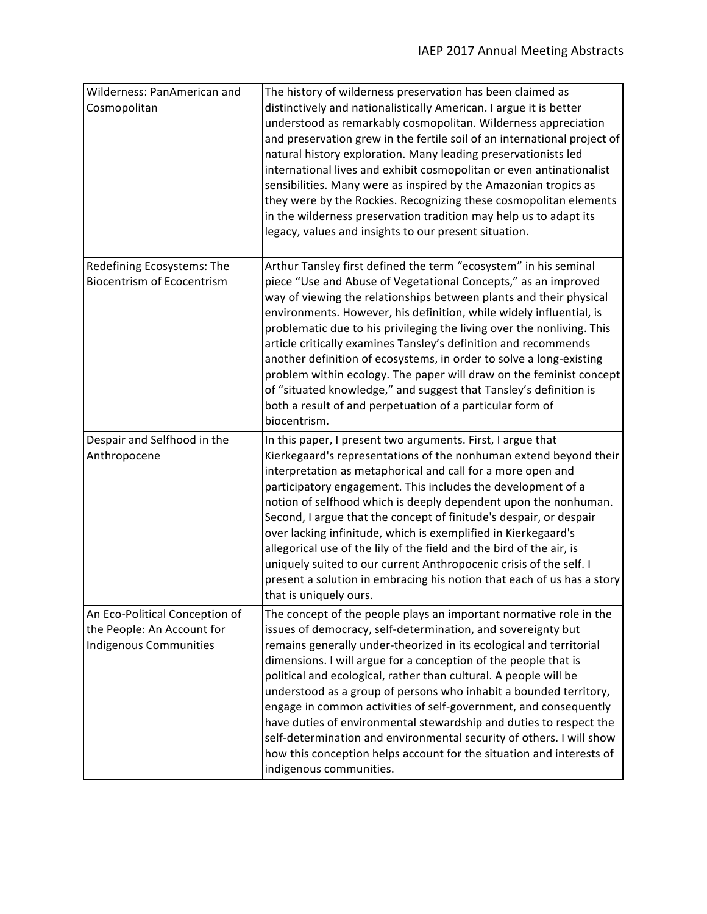| | |
|---|---|
| Wilderness: PanAmerican and Cosmopolitan | The history of wilderness preservation has been claimed as distinctively and nationalistically American. I argue it is better understood as remarkably cosmopolitan. Wilderness appreciation and preservation grew in the fertile soil of an international project of natural history exploration. Many leading preservationists led international lives and exhibit cosmopolitan or even antinationalist sensibilities. Many were as inspired by the Amazonian tropics as they were by the Rockies. Recognizing these cosmopolitan elements in the wilderness preservation tradition may help us to adapt its legacy, values and insights to our present situation. |
| Redefining Ecosystems: The Biocentrism of Ecocentrism | Arthur Tansley first defined the term "ecosystem" in his seminal piece "Use and Abuse of Vegetational Concepts," as an improved way of viewing the relationships between plants and their physical environments. However, his definition, while widely influential, is problematic due to his privileging the living over the nonliving. This article critically examines Tansley's definition and recommends another definition of ecosystems, in order to solve a long-existing problem within ecology. The paper will draw on the feminist concept of "situated knowledge," and suggest that Tansley's definition is both a result of and perpetuation of a particular form of biocentrism. |
| Despair and Selfhood in the Anthropocene | In this paper, I present two arguments. First, I argue that Kierkegaard's representations of the nonhuman extend beyond their interpretation as metaphorical and call for a more open and participatory engagement. This includes the development of a notion of selfhood which is deeply dependent upon the nonhuman. Second, I argue that the concept of finitude's despair, or despair over lacking infinitude, which is exemplified in Kierkegaard's allegorical use of the lily of the field and the bird of the air, is uniquely suited to our current Anthropocenic crisis of the self. I present a solution in embracing his notion that each of us has a story that is uniquely ours. |
| An Eco-Political Conception of the People: An Account for Indigenous Communities | The concept of the people plays an important normative role in the issues of democracy, self-determination, and sovereignty but remains generally under-theorized in its ecological and territorial dimensions. I will argue for a conception of the people that is political and ecological, rather than cultural. A people will be understood as a group of persons who inhabit a bounded territory, engage in common activities of self-government, and consequently have duties of environmental stewardship and duties to respect the self-determination and environmental security of others. I will show how this conception helps account for the situation and interests of indigenous communities. |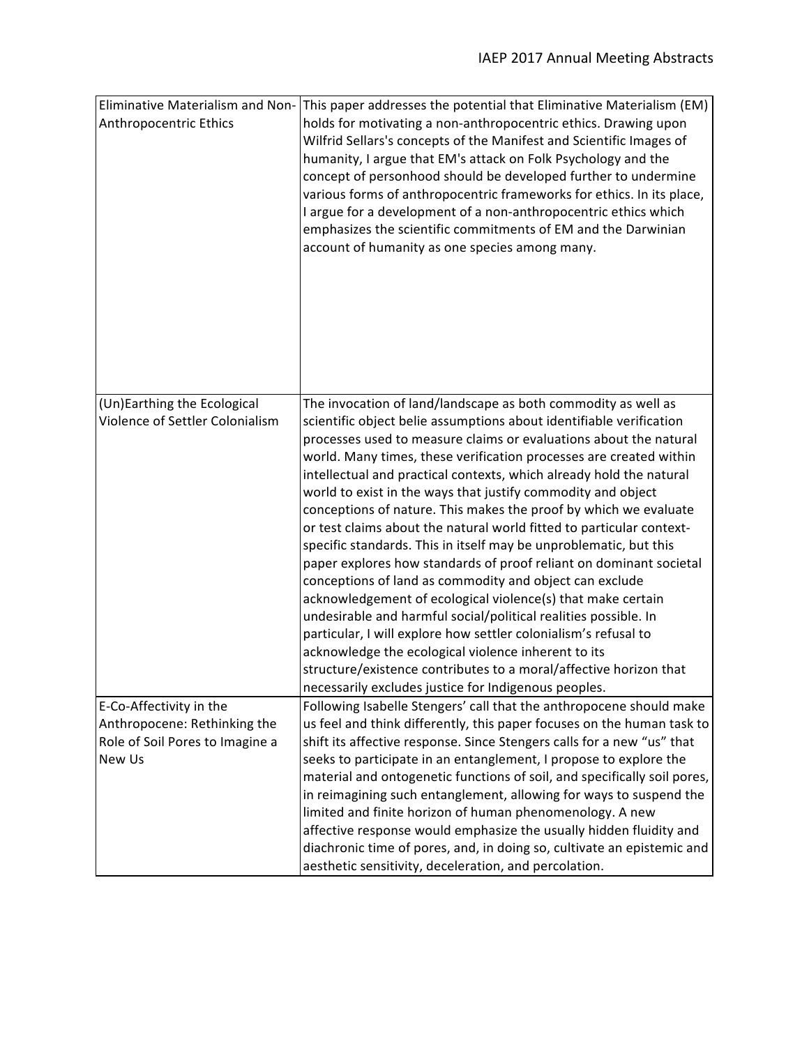| | |
|---|---|
| Eliminative Materialism and Non-Anthropocentric Ethics | This paper addresses the potential that Eliminative Materialism (EM) holds for motivating a non-anthropocentric ethics. Drawing upon Wilfrid Sellars's concepts of the Manifest and Scientific Images of humanity, I argue that EM's attack on Folk Psychology and the concept of personhood should be developed further to undermine various forms of anthropocentric frameworks for ethics. In its place, I argue for a development of a non-anthropocentric ethics which emphasizes the scientific commitments of EM and the Darwinian account of humanity as one species among many. |
| (Un)Earthing the Ecological Violence of Settler Colonialism | The invocation of land/landscape as both commodity as well as scientific object belie assumptions about identifiable verification processes used to measure claims or evaluations about the natural world. Many times, these verification processes are created within intellectual and practical contexts, which already hold the natural world to exist in the ways that justify commodity and object conceptions of nature. This makes the proof by which we evaluate or test claims about the natural world fitted to particular context-specific standards. This in itself may be unproblematic, but this paper explores how standards of proof reliant on dominant societal conceptions of land as commodity and object can exclude acknowledgement of ecological violence(s) that make certain undesirable and harmful social/political realities possible. In particular, I will explore how settler colonialism's refusal to acknowledge the ecological violence inherent to its structure/existence contributes to a moral/affective horizon that necessarily excludes justice for Indigenous peoples. |
| E-Co-Affectivity in the Anthropocene: Rethinking the Role of Soil Pores to Imagine a New Us | Following Isabelle Stengers' call that the anthropocene should make us feel and think differently, this paper focuses on the human task to shift its affective response. Since Stengers calls for a new "us" that seeks to participate in an entanglement, I propose to explore the material and ontogenetic functions of soil, and specifically soil pores, in reimagining such entanglement, allowing for ways to suspend the limited and finite horizon of human phenomenology. A new affective response would emphasize the usually hidden fluidity and diachronic time of pores, and, in doing so, cultivate an epistemic and aesthetic sensitivity, deceleration, and percolation. |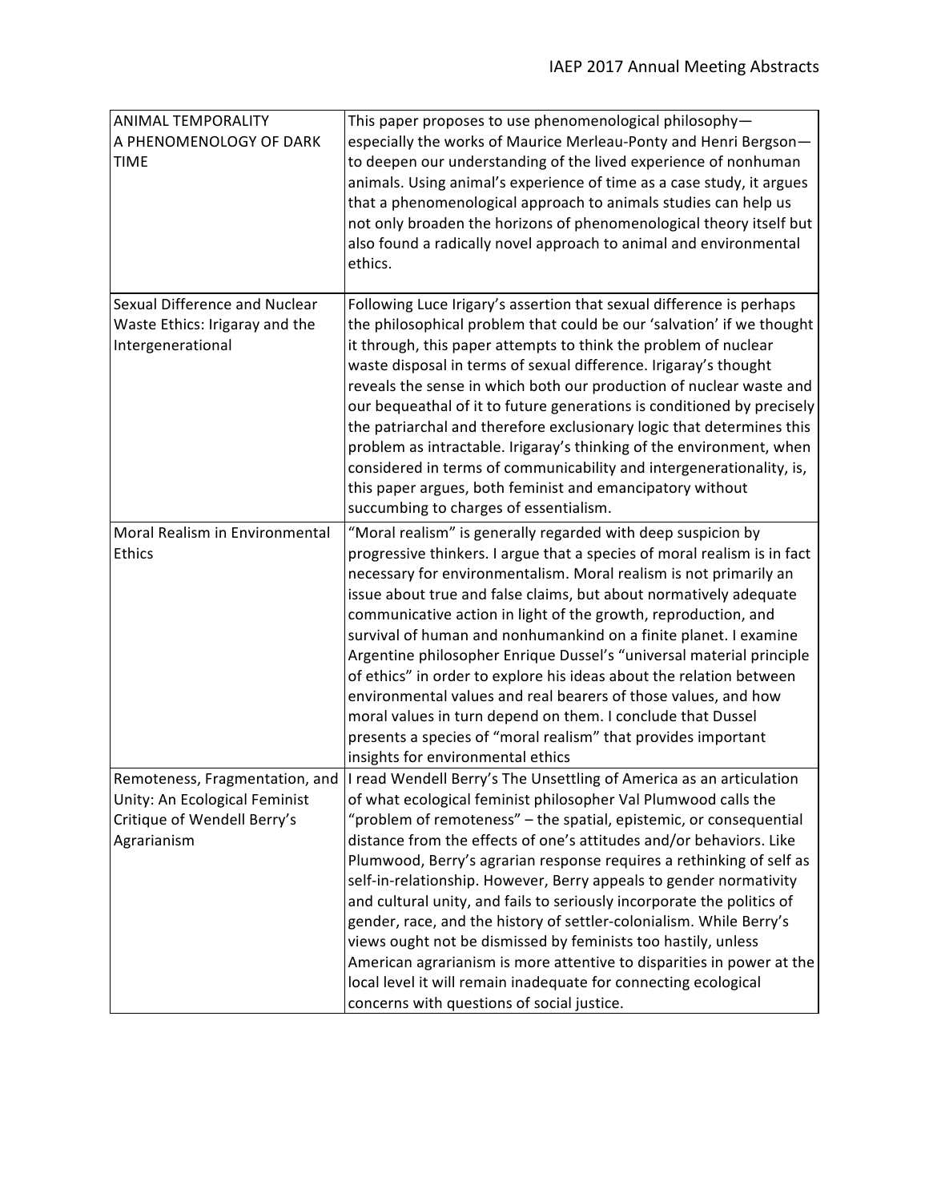| ANIMAL TEMPORALITY A PHENOMENOLOGY OF DARK TIME | This paper proposes to use phenomenological philosophy—especially the works of Maurice Merleau-Ponty and Henri Bergson—to deepen our understanding of the lived experience of nonhuman animals. Using animal's experience of time as a case study, it argues that a phenomenological approach to animals studies can help us not only broaden the horizons of phenomenological theory itself but also found a radically novel approach to animal and environmental ethics. |
|---|---|
| Sexual Difference and Nuclear Waste Ethics: Irigaray and the Intergenerational | Following Luce Irigary's assertion that sexual difference is perhaps the philosophical problem that could be our 'salvation' if we thought it through, this paper attempts to think the problem of nuclear waste disposal in terms of sexual difference. Irigaray's thought reveals the sense in which both our production of nuclear waste and our bequeathal of it to future generations is conditioned by precisely the patriarchal and therefore exclusionary logic that determines this problem as intractable. Irigaray's thinking of the environment, when considered in terms of communicability and intergenerationality, is, this paper argues, both feminist and emancipatory without succumbing to charges of essentialism. |
| Moral Realism in Environmental Ethics | "Moral realism" is generally regarded with deep suspicion by progressive thinkers. I argue that a species of moral realism is in fact necessary for environmentalism. Moral realism is not primarily an issue about true and false claims, but about normatively adequate communicative action in light of the growth, reproduction, and survival of human and nonhumankind on a finite planet. I examine Argentine philosopher Enrique Dussel's "universal material principle of ethics" in order to explore his ideas about the relation between environmental values and real bearers of those values, and how moral values in turn depend on them. I conclude that Dussel presents a species of "moral realism" that provides important insights for environmental ethics |
| Remoteness, Fragmentation, and Unity: An Ecological Feminist Critique of Wendell Berry's Agrarianism | I read Wendell Berry's The Unsettling of America as an articulation of what ecological feminist philosopher Val Plumwood calls the "problem of remoteness" – the spatial, epistemic, or consequential distance from the effects of one's attitudes and/or behaviors. Like Plumwood, Berry's agrarian response requires a rethinking of self as self-in-relationship. However, Berry appeals to gender normativity and cultural unity, and fails to seriously incorporate the politics of gender, race, and the history of settler-colonialism. While Berry's views ought not be dismissed by feminists too hastily, unless American agrarianism is more attentive to disparities in power at the local level it will remain inadequate for connecting ecological concerns with questions of social justice. |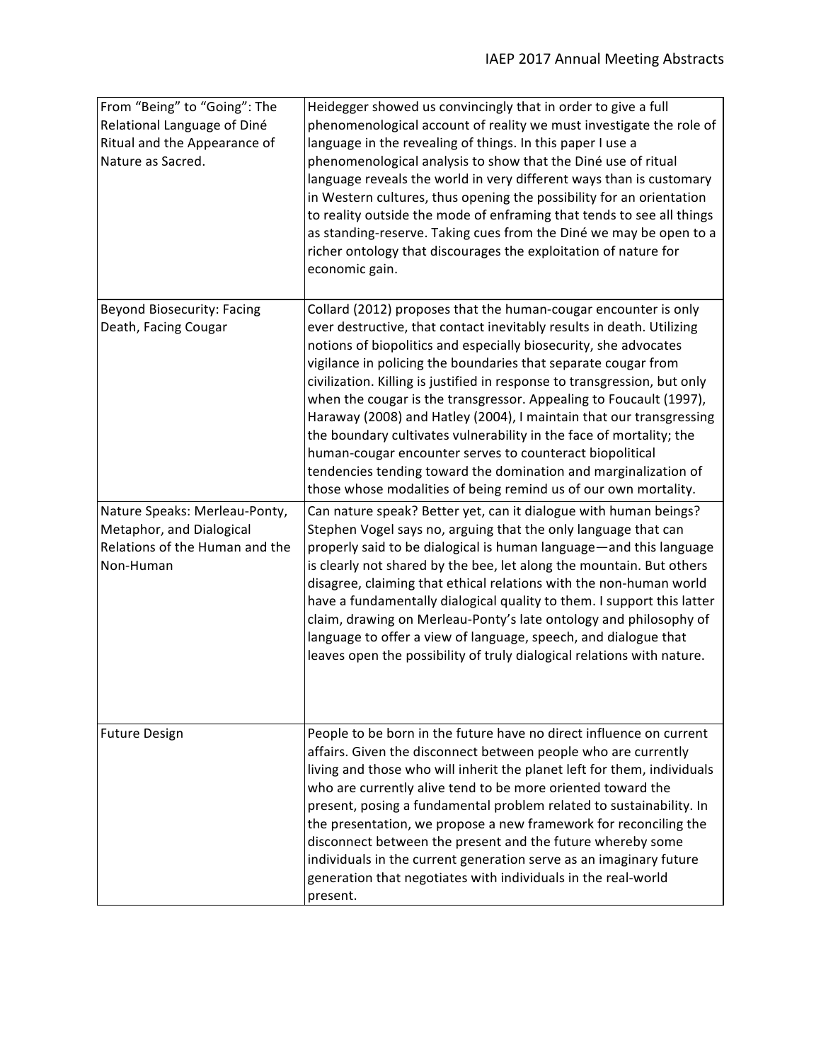| | |
|---|---|
| From "Being" to "Going": The Relational Language of Diné Ritual and the Appearance of Nature as Sacred. | Heidegger showed us convincingly that in order to give a full phenomenological account of reality we must investigate the role of language in the revealing of things. In this paper I use a phenomenological analysis to show that the Diné use of ritual language reveals the world in very different ways than is customary in Western cultures, thus opening the possibility for an orientation to reality outside the mode of enframing that tends to see all things as standing-reserve. Taking cues from the Diné we may be open to a richer ontology that discourages the exploitation of nature for economic gain. |
| Beyond Biosecurity: Facing Death, Facing Cougar | Collard (2012) proposes that the human-cougar encounter is only ever destructive, that contact inevitably results in death. Utilizing notions of biopolitics and especially biosecurity, she advocates vigilance in policing the boundaries that separate cougar from civilization. Killing is justified in response to transgression, but only when the cougar is the transgressor. Appealing to Foucault (1997), Haraway (2008) and Hatley (2004), I maintain that our transgressing the boundary cultivates vulnerability in the face of mortality; the human-cougar encounter serves to counteract biopolitical tendencies tending toward the domination and marginalization of those whose modalities of being remind us of our own mortality. |
| Nature Speaks: Merleau-Ponty, Metaphor, and Dialogical Relations of the Human and the Non-Human | Can nature speak? Better yet, can it dialogue with human beings? Stephen Vogel says no, arguing that the only language that can properly said to be dialogical is human language—and this language is clearly not shared by the bee, let along the mountain. But others disagree, claiming that ethical relations with the non-human world have a fundamentally dialogical quality to them. I support this latter claim, drawing on Merleau-Ponty's late ontology and philosophy of language to offer a view of language, speech, and dialogue that leaves open the possibility of truly dialogical relations with nature. |
| Future Design | People to be born in the future have no direct influence on current affairs. Given the disconnect between people who are currently living and those who will inherit the planet left for them, individuals who are currently alive tend to be more oriented toward the present, posing a fundamental problem related to sustainability. In the presentation, we propose a new framework for reconciling the disconnect between the present and the future whereby some individuals in the current generation serve as an imaginary future generation that negotiates with individuals in the real-world present. |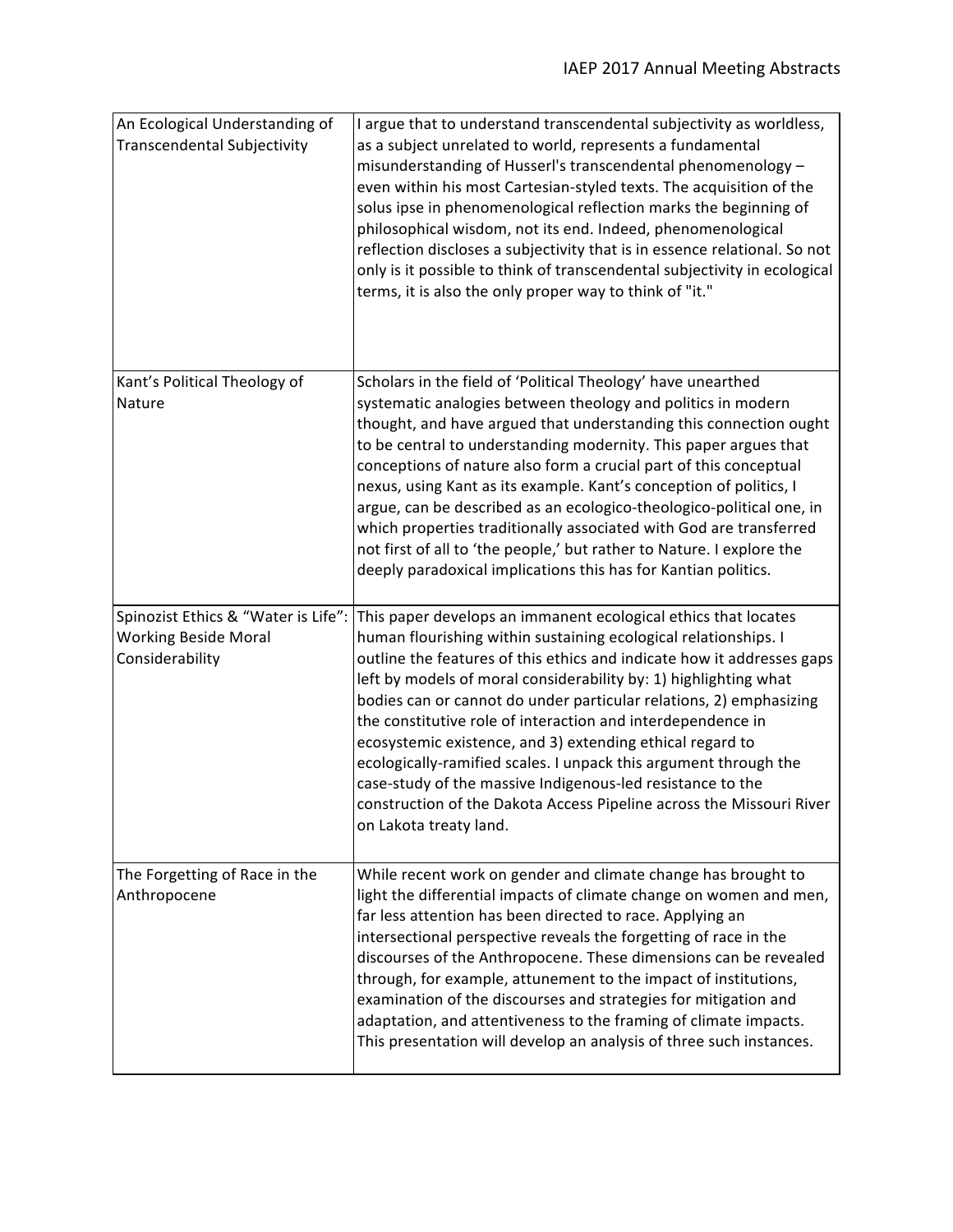| | |
|---|---|
| An Ecological Understanding of Transcendental Subjectivity | I argue that to understand transcendental subjectivity as worldless, as a subject unrelated to world, represents a fundamental misunderstanding of Husserl's transcendental phenomenology – even within his most Cartesian-styled texts. The acquisition of the solus ipse in phenomenological reflection marks the beginning of philosophical wisdom, not its end. Indeed, phenomenological reflection discloses a subjectivity that is in essence relational. So not only is it possible to think of transcendental subjectivity in ecological terms, it is also the only proper way to think of "it." |
| Kant's Political Theology of Nature | Scholars in the field of 'Political Theology' have unearthed systematic analogies between theology and politics in modern thought, and have argued that understanding this connection ought to be central to understanding modernity. This paper argues that conceptions of nature also form a crucial part of this conceptual nexus, using Kant as its example. Kant's conception of politics, I argue, can be described as an ecologico-theologico-political one, in which properties traditionally associated with God are transferred not first of all to 'the people,' but rather to Nature. I explore the deeply paradoxical implications this has for Kantian politics. |
| Spinozist Ethics & "Water is Life": Working Beside Moral Considerability | This paper develops an immanent ecological ethics that locates human flourishing within sustaining ecological relationships. I outline the features of this ethics and indicate how it addresses gaps left by models of moral considerability by: 1) highlighting what bodies can or cannot do under particular relations, 2) emphasizing the constitutive role of interaction and interdependence in ecosystemic existence, and 3) extending ethical regard to ecologically-ramified scales. I unpack this argument through the case-study of the massive Indigenous-led resistance to the construction of the Dakota Access Pipeline across the Missouri River on Lakota treaty land. |
| The Forgetting of Race in the Anthropocene | While recent work on gender and climate change has brought to light the differential impacts of climate change on women and men, far less attention has been directed to race. Applying an intersectional perspective reveals the forgetting of race in the discourses of the Anthropocene. These dimensions can be revealed through, for example, attunement to the impact of institutions, examination of the discourses and strategies for mitigation and adaptation, and attentiveness to the framing of climate impacts. This presentation will develop an analysis of three such instances. |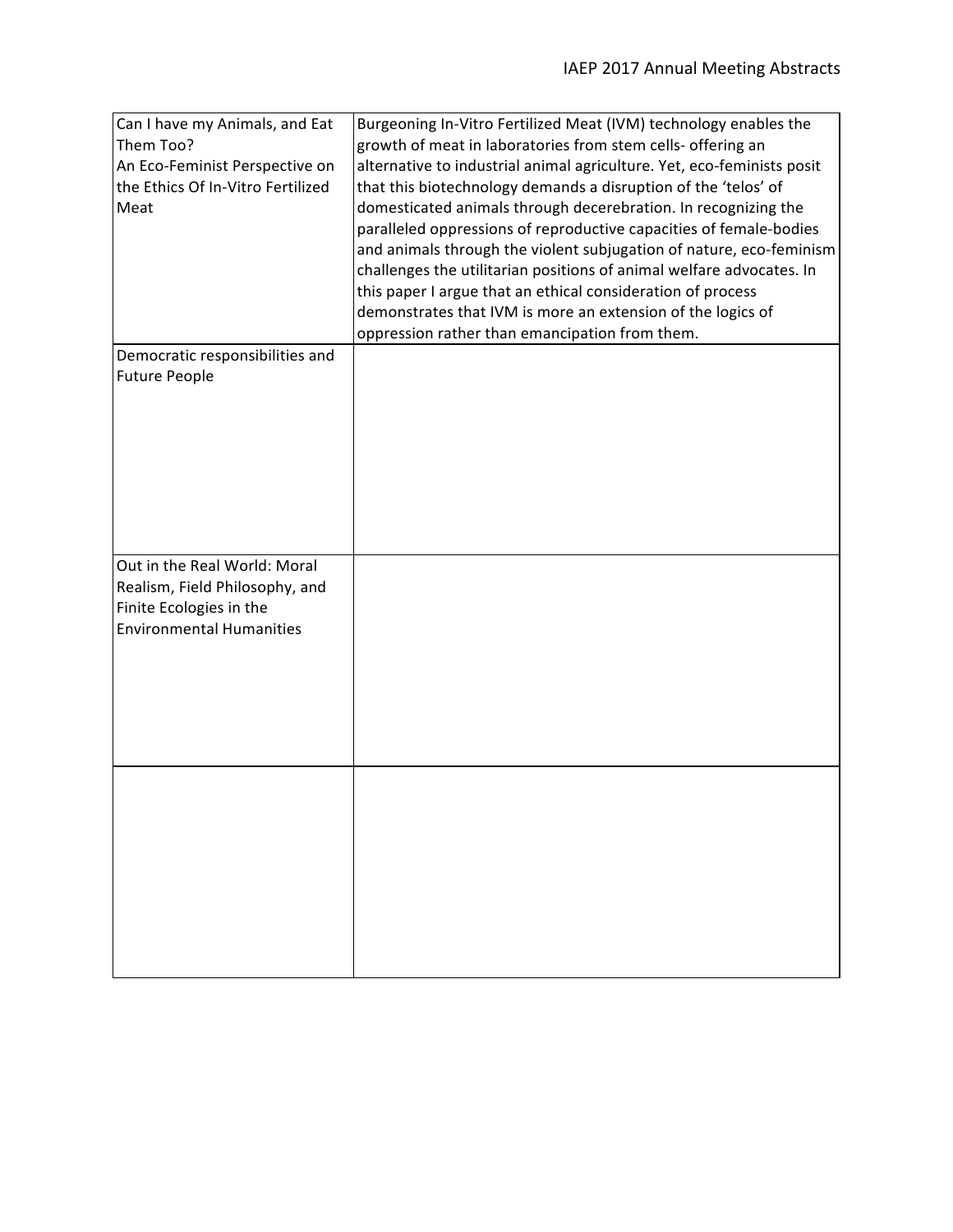| Can I have my Animals, and Eat Them Too? An Eco-Feminist Perspective on the Ethics Of In-Vitro Fertilized Meat | Burgeoning In-Vitro Fertilized Meat (IVM) technology enables the growth of meat in laboratories from stem cells- offering an alternative to industrial animal agriculture. Yet, eco-feminists posit that this biotechnology demands a disruption of the 'telos' of domesticated animals through decerebration. In recognizing the paralleled oppressions of reproductive capacities of female-bodies and animals through the violent subjugation of nature, eco-feminism challenges the utilitarian positions of animal welfare advocates. In this paper I argue that an ethical consideration of process demonstrates that IVM is more an extension of the logics of oppression rather than emancipation from them. |
|---|---|
| Democratic responsibilities and Future People | |
| Out in the Real World: Moral Realism, Field Philosophy, and Finite Ecologies in the Environmental Humanities | |
| | |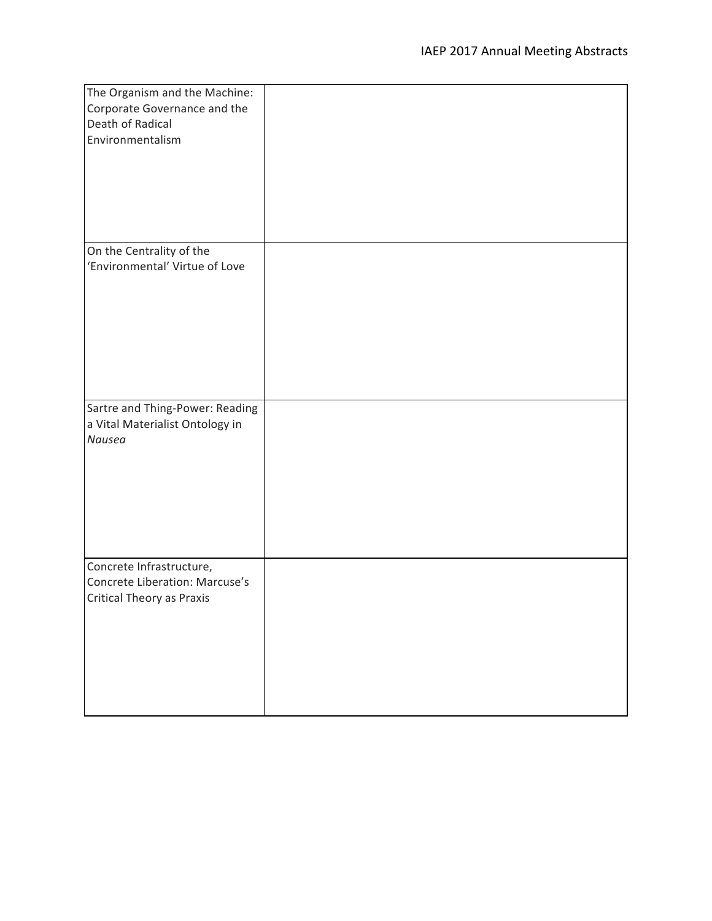| | |
|---|---|
| The Organism and the Machine: Corporate Governance and the Death of Radical Environmentalism | |
| On the Centrality of the ‘Environmental’ Virtue of Love | |
| Sartre and Thing-Power: Reading a Vital Materialist Ontology in *Nausea* | |
| Concrete Infrastructure, Concrete Liberation: Marcuse’s Critical Theory as Praxis | |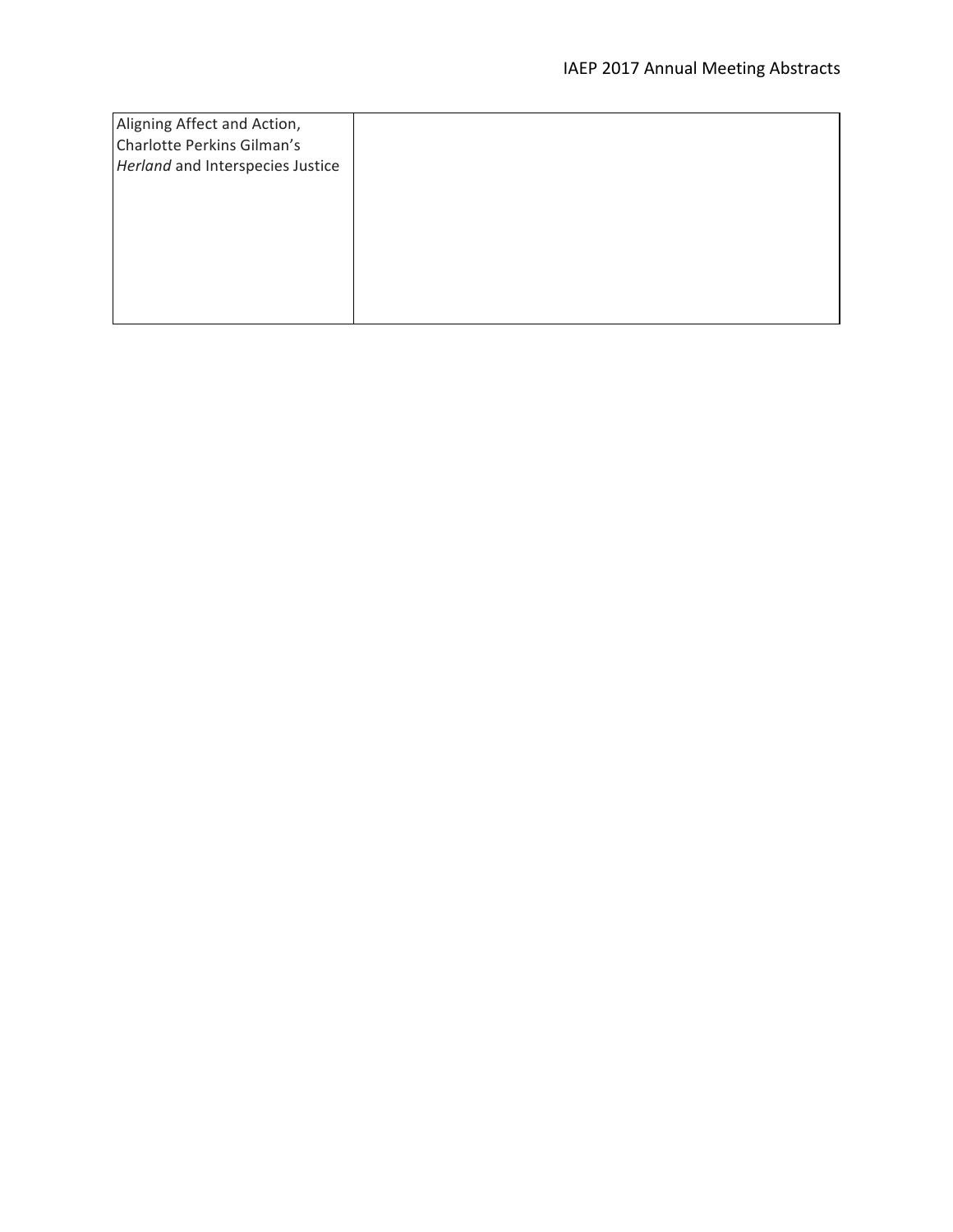| | |
|---|---|
| Aligning Affect and Action, Charlotte Perkins Gilman's *Herland* and Interspecies Justice | |